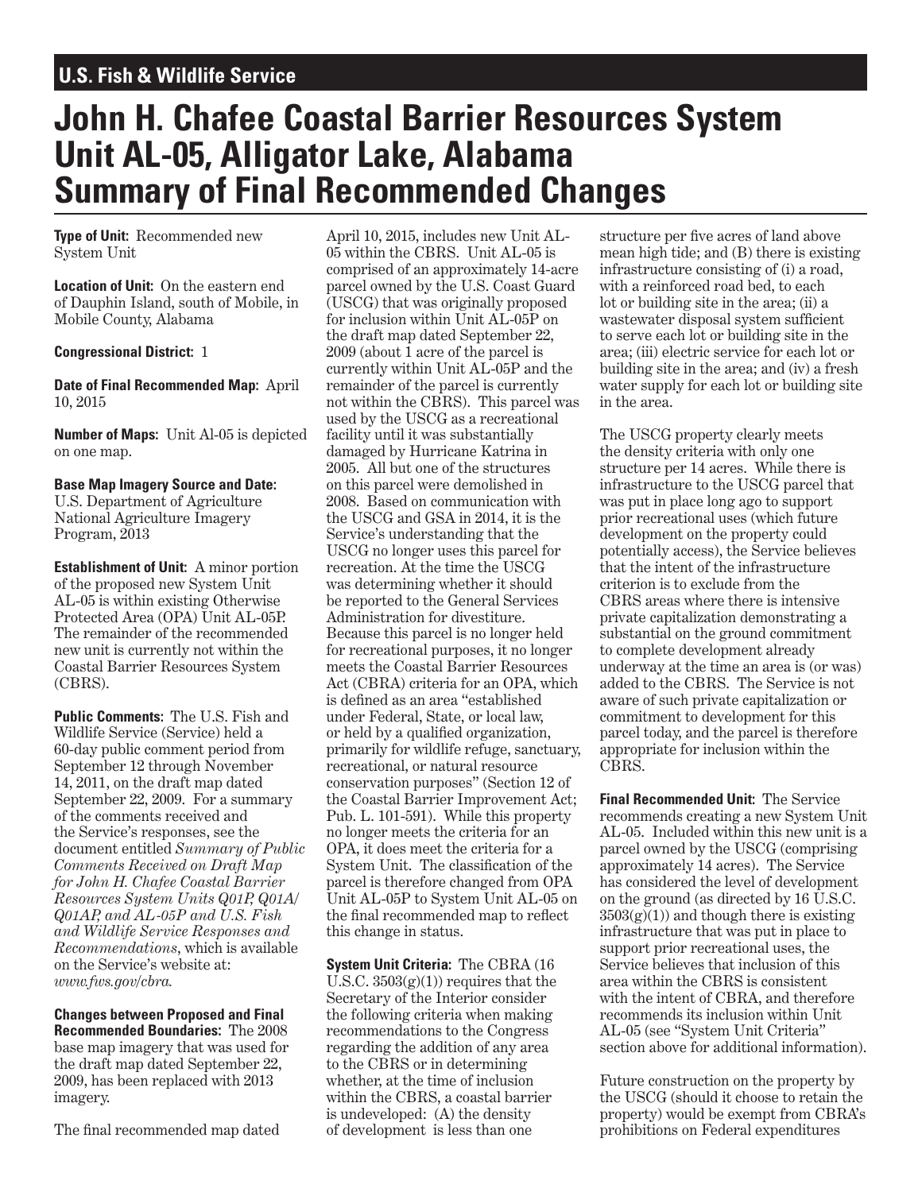**U.S. Fish & Wildlife Service**

# John H. Chafee Coastal Barrier Resources System Unit AL-05, Alligator Lake, Alabama Summary of Final Recommended Changes

**Type of Unit:** Recommended new System Unit

**Location of Unit:** On the eastern end of Dauphin Island, south of Mobile, in Mobile County, Alabama

**Congressional District:** 1

**Date of Final Recommended Map:** April 10, 2015

**Number of Maps:** Unit Al-05 is depicted on one map.

**Base Map Imagery Source and Date:** U.S. Department of Agriculture National Agriculture Imagery Program, 2013

**Establishment of Unit:** A minor portion of the proposed new System Unit AL-05 is within existing Otherwise Protected Area (OPA) Unit AL-05P. The remainder of the recommended new unit is currently not within the Coastal Barrier Resources System (CBRS).

**Public Comments:** The U.S. Fish and Wildlife Service (Service) held a 60-day public comment period from September 12 through November 14, 2011, on the draft map dated September 22, 2009. For a summary of the comments received and the Service's responses, see the document entitled *Summary of Public Comments Received on Draft Map for John H. Chafee Coastal Barrier Resources System Units Q01P, Q01A/Q01AP, and AL-05P and U.S. Fish and Wildlife Service Responses and Recommendations*, which is available on the Service's website at: *www.fws.gov/cbra*.

**Changes between Proposed and Final Recommended Boundaries:** The 2008 base map imagery that was used for the draft map dated September 22, 2009, has been replaced with 2013 imagery.

The final recommended map dated April 10, 2015, includes new Unit AL-05 within the CBRS. Unit AL-05 is comprised of an approximately 14-acre parcel owned by the U.S. Coast Guard (USCG) that was originally proposed for inclusion within Unit AL-05P on the draft map dated September 22, 2009 (about 1 acre of the parcel is currently within Unit AL-05P and the remainder of the parcel is currently not within the CBRS). This parcel was used by the USCG as a recreational facility until it was substantially damaged by Hurricane Katrina in 2005. All but one of the structures on this parcel were demolished in 2008. Based on communication with the USCG and GSA in 2014, it is the Service's understanding that the USCG no longer uses this parcel for recreation. At the time the USCG was determining whether it should be reported to the General Services Administration for divestiture. Because this parcel is no longer held for recreational purposes, it no longer meets the Coastal Barrier Resources Act (CBRA) criteria for an OPA, which is defined as an area "established under Federal, State, or local law, or held by a qualified organization, primarily for wildlife refuge, sanctuary, recreational, or natural resource conservation purposes" (Section 12 of the Coastal Barrier Improvement Act; Pub. L. 101-591). While this property no longer meets the criteria for an OPA, it does meet the criteria for a System Unit. The classification of the parcel is therefore changed from OPA Unit AL-05P to System Unit AL-05 on the final recommended map to reflect this change in status.

**System Unit Criteria:** The CBRA (16 U.S.C. 3503(g)(1)) requires that the Secretary of the Interior consider the following criteria when making recommendations to the Congress regarding the addition of any area to the CBRS or in determining whether, at the time of inclusion within the CBRS, a coastal barrier is undeveloped: (A) the density of development is less than one structure per five acres of land above mean high tide; and (B) there is existing infrastructure consisting of (i) a road, with a reinforced road bed, to each lot or building site in the area; (ii) a wastewater disposal system sufficient to serve each lot or building site in the area; (iii) electric service for each lot or building site in the area; and (iv) a fresh water supply for each lot or building site in the area.

The USCG property clearly meets the density criteria with only one structure per 14 acres. While there is infrastructure to the USCG parcel that was put in place long ago to support prior recreational uses (which future development on the property could potentially access), the Service believes that the intent of the infrastructure criterion is to exclude from the CBRS areas where there is intensive private capitalization demonstrating a substantial on the ground commitment to complete development already underway at the time an area is (or was) added to the CBRS. The Service is not aware of such private capitalization or commitment to development for this parcel today, and the parcel is therefore appropriate for inclusion within the CBRS.

**Final Recommended Unit:** The Service recommends creating a new System Unit AL-05. Included within this new unit is a parcel owned by the USCG (comprising approximately 14 acres). The Service has considered the level of development on the ground (as directed by 16 U.S.C. 3503(g)(1)) and though there is existing infrastructure that was put in place to support prior recreational uses, the Service believes that inclusion of this area within the CBRS is consistent with the intent of CBRA, and therefore recommends its inclusion within Unit AL-05 (see "System Unit Criteria" section above for additional information).

Future construction on the property by the USCG (should it choose to retain the property) would be exempt from CBRA's prohibitions on Federal expenditures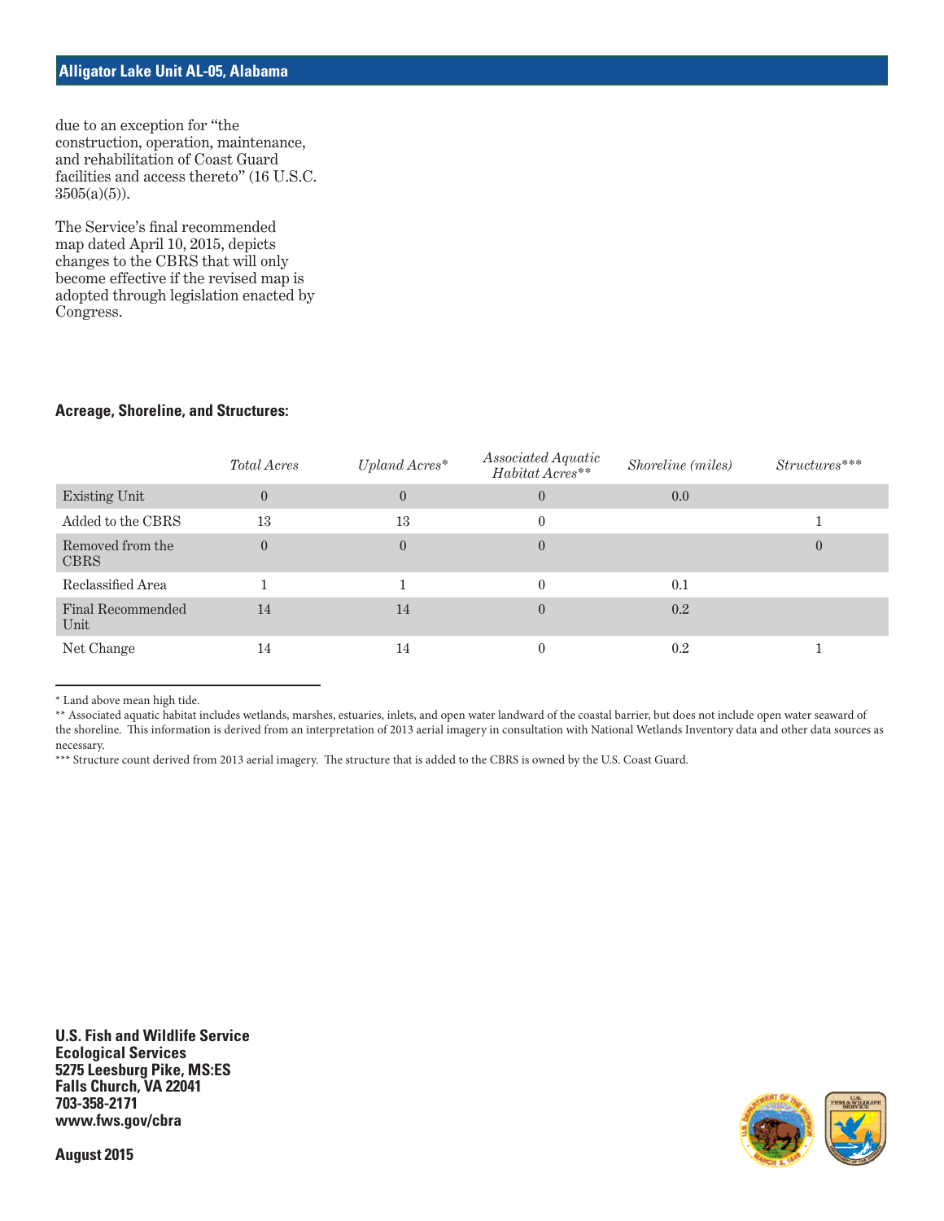due to an exception for "the construction, operation, maintenance, and rehabilitation of Coast Guard facilities and access thereto" (16 U.S.C. 3505(a)(5)).

The Service's final recommended map dated April 10, 2015, depicts changes to the CBRS that will only become effective if the revised map is adopted through legislation enacted by Congress.

### Acreage, Shoreline, and Structures:

| | *Total Acres* | *Upland Acres** | *Associated Aquatic Habitat Acres*** | *Shoreline (miles)* | *Structures**** |
|---|---|---|---|---|---|
| Existing Unit | 0 | 0 | 0 | 0.0 | |
| Added to the CBRS | 13 | 13 | 0 | | 1 |
| Removed from the CBRS | 0 | 0 | 0 | | 0 |
| Reclassified Area | 1 | 1 | 0 | 0.1 | |
| Final Recommended Unit | 14 | 14 | 0 | 0.2 | |
| Net Change | 14 | 14 | 0 | 0.2 | 1 |

* Land above mean high tide.

** Associated aquatic habitat includes wetlands, marshes, estuaries, inlets, and open water landward of the coastal barrier, but does not include open water seaward of the shoreline. This information is derived from an interpretation of 2013 aerial imagery in consultation with National Wetlands Inventory data and other data sources as necessary.

*** Structure count derived from 2013 aerial imagery. The structure that is added to the CBRS is owned by the U.S. Coast Guard.

**U.S. Fish and Wildlife Service**
**Ecological Services**
**5275 Leesburg Pike, MS:ES**
**Falls Church, VA 22041**
**703-358-2171**
**www.fws.gov/cbra**

**August 2015**